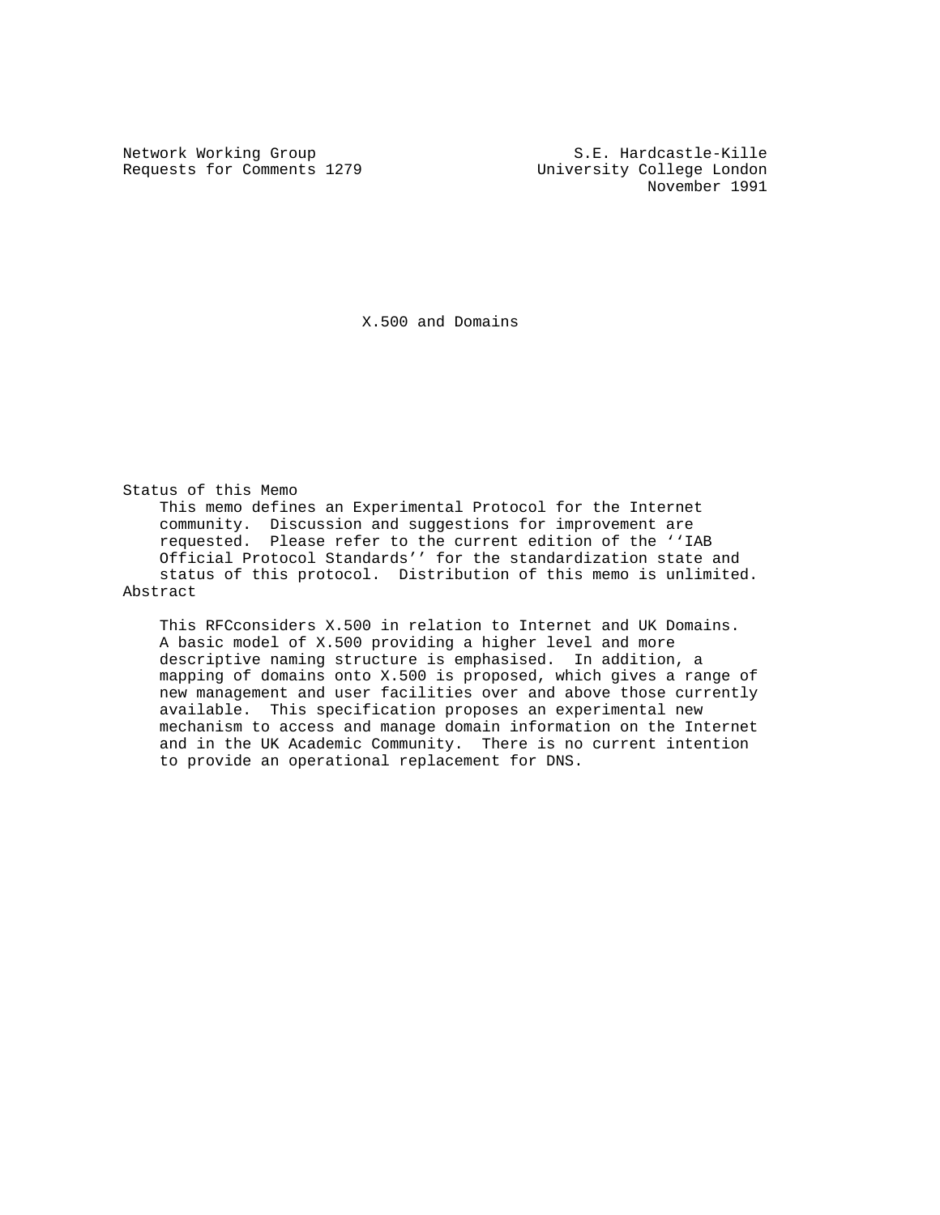Network Working Group S.E. Hardcastle-Kille
Requests for Comments 1279 University College London
November 1991

# X.500 and Domains

## Status of this Memo

This memo defines an Experimental Protocol for the Internet community. Discussion and suggestions for improvement are requested. Please refer to the current edition of the ''IAB Official Protocol Standards'' for the standardization state and status of this protocol. Distribution of this memo is unlimited.

## Abstract

This RFCconsiders X.500 in relation to Internet and UK Domains. A basic model of X.500 providing a higher level and more descriptive naming structure is emphasised. In addition, a mapping of domains onto X.500 is proposed, which gives a range of new management and user facilities over and above those currently available. This specification proposes an experimental new mechanism to access and manage domain information on the Internet and in the UK Academic Community. There is no current intention to provide an operational replacement for DNS.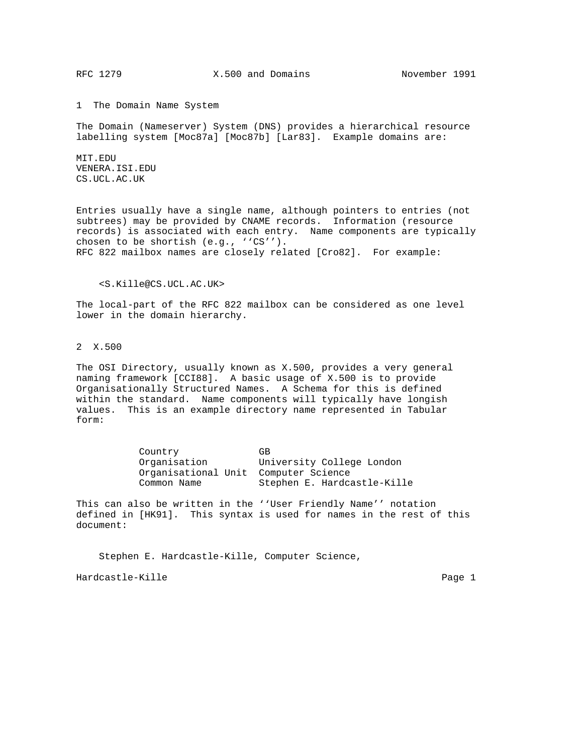## 1 The Domain Name System

The Domain (Nameserver) System (DNS) provides a hierarchical resource labelling system [Moc87a] [Moc87b] [Lar83]. Example domains are:

MIT.EDU
VENERA.ISI.EDU
CS.UCL.AC.UK

Entries usually have a single name, although pointers to entries (not subtrees) may be provided by CNAME records. Information (resource records) is associated with each entry. Name components are typically chosen to be shortish (e.g., ‘‘CS’’).
RFC 822 mailbox names are closely related [Cro82]. For example:

```
<S.Kille@CS.UCL.AC.UK>
```

The local-part of the RFC 822 mailbox can be considered as one level lower in the domain hierarchy.

## 2 X.500

The OSI Directory, usually known as X.500, provides a very general naming framework [CCI88]. A basic usage of X.500 is to provide Organisationally Structured Names. A Schema for this is defined within the standard. Name components will typically have longish values. This is an example directory name represented in Tabular form:

| | |
|---|---|
| Country | GB |
| Organisation | University College London |
| Organisational Unit | Computer Science |
| Common Name | Stephen E. Hardcastle-Kille |

This can also be written in the ‘‘User Friendly Name’’ notation defined in [HK91]. This syntax is used for names in the rest of this document:

```
Stephen E. Hardcastle-Kille, Computer Science,
```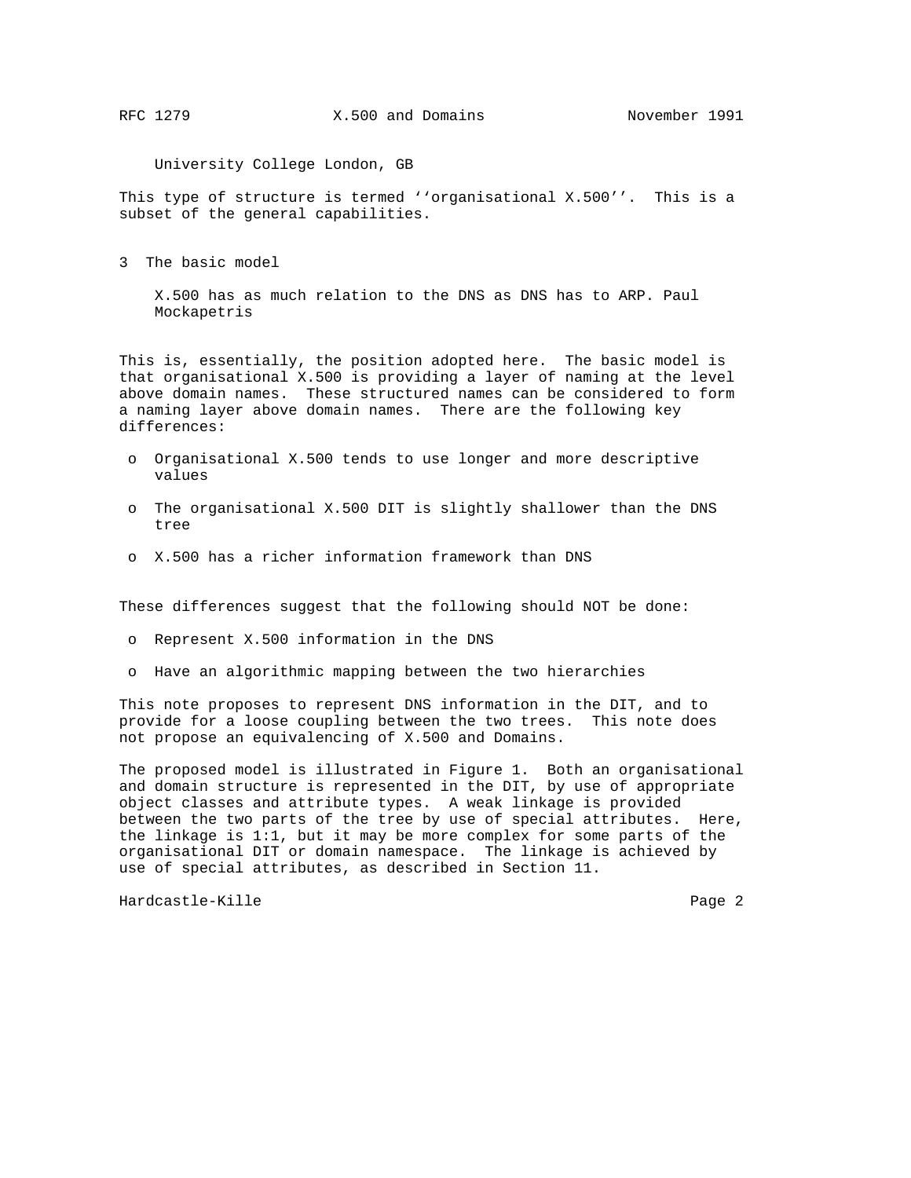University College London, GB

This type of structure is termed ‘‘organisational X.500’’. This is a subset of the general capabilities.

## 3 The basic model

X.500 has as much relation to the DNS as DNS has to ARP. Paul Mockapetris

This is, essentially, the position adopted here. The basic model is that organisational X.500 is providing a layer of naming at the level above domain names. These structured names can be considered to form a naming layer above domain names. There are the following key differences:

- Organisational X.500 tends to use longer and more descriptive values
- The organisational X.500 DIT is slightly shallower than the DNS tree
- X.500 has a richer information framework than DNS

These differences suggest that the following should NOT be done:

- Represent X.500 information in the DNS
- Have an algorithmic mapping between the two hierarchies

This note proposes to represent DNS information in the DIT, and to provide for a loose coupling between the two trees. This note does not propose an equivalencing of X.500 and Domains.

The proposed model is illustrated in Figure 1. Both an organisational and domain structure is represented in the DIT, by use of appropriate object classes and attribute types. A weak linkage is provided between the two parts of the tree by use of special attributes. Here, the linkage is 1:1, but it may be more complex for some parts of the organisational DIT or domain namespace. The linkage is achieved by use of special attributes, as described in Section 11.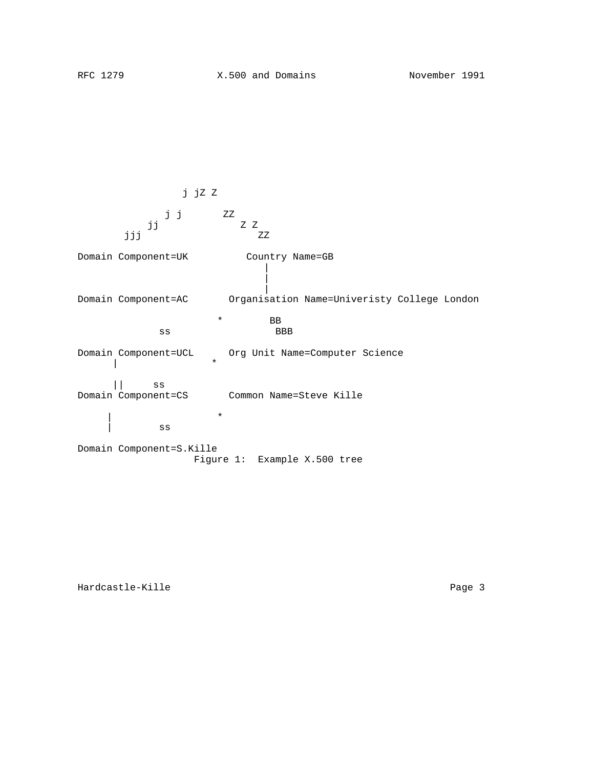```
                  j jZ Z

               j j       ZZ
            jj              Z Z
        jjj                    ZZ

Domain Component=UK          Country Name=GB
                                |
                                |
                                |
Domain Component=AC       Organisation Name=Univeristy College London

                      *        BB
              ss                BBB

Domain Component=UCL      Org Unit Name=Computer Science
      |                  *

      ||     ss
Domain Component=CS       Common Name=Steve Kille

     |                  *
     |        ss

Domain Component=S.Kille
```

Figure 1:  Example X.500 tree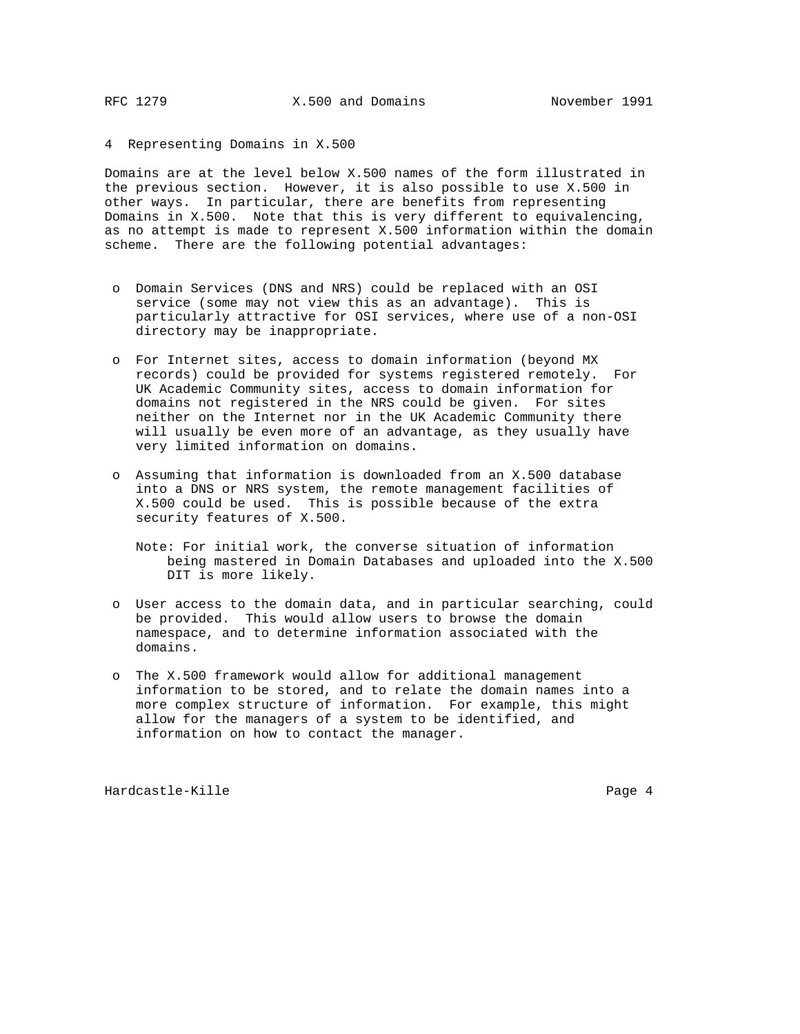## 4 Representing Domains in X.500

Domains are at the level below X.500 names of the form illustrated in the previous section. However, it is also possible to use X.500 in other ways. In particular, there are benefits from representing Domains in X.500. Note that this is very different to equivalencing, as no attempt is made to represent X.500 information within the domain scheme. There are the following potential advantages:

- Domain Services (DNS and NRS) could be replaced with an OSI service (some may not view this as an advantage). This is particularly attractive for OSI services, where use of a non-OSI directory may be inappropriate.

- For Internet sites, access to domain information (beyond MX records) could be provided for systems registered remotely. For UK Academic Community sites, access to domain information for domains not registered in the NRS could be given. For sites neither on the Internet nor in the UK Academic Community there will usually be even more of an advantage, as they usually have very limited information on domains.

- Assuming that information is downloaded from an X.500 database into a DNS or NRS system, the remote management facilities of X.500 could be used. This is possible because of the extra security features of X.500.

  Note: For initial work, the converse situation of information being mastered in Domain Databases and uploaded into the X.500 DIT is more likely.

- User access to the domain data, and in particular searching, could be provided. This would allow users to browse the domain namespace, and to determine information associated with the domains.

- The X.500 framework would allow for additional management information to be stored, and to relate the domain names into a more complex structure of information. For example, this might allow for the managers of a system to be identified, and information on how to contact the manager.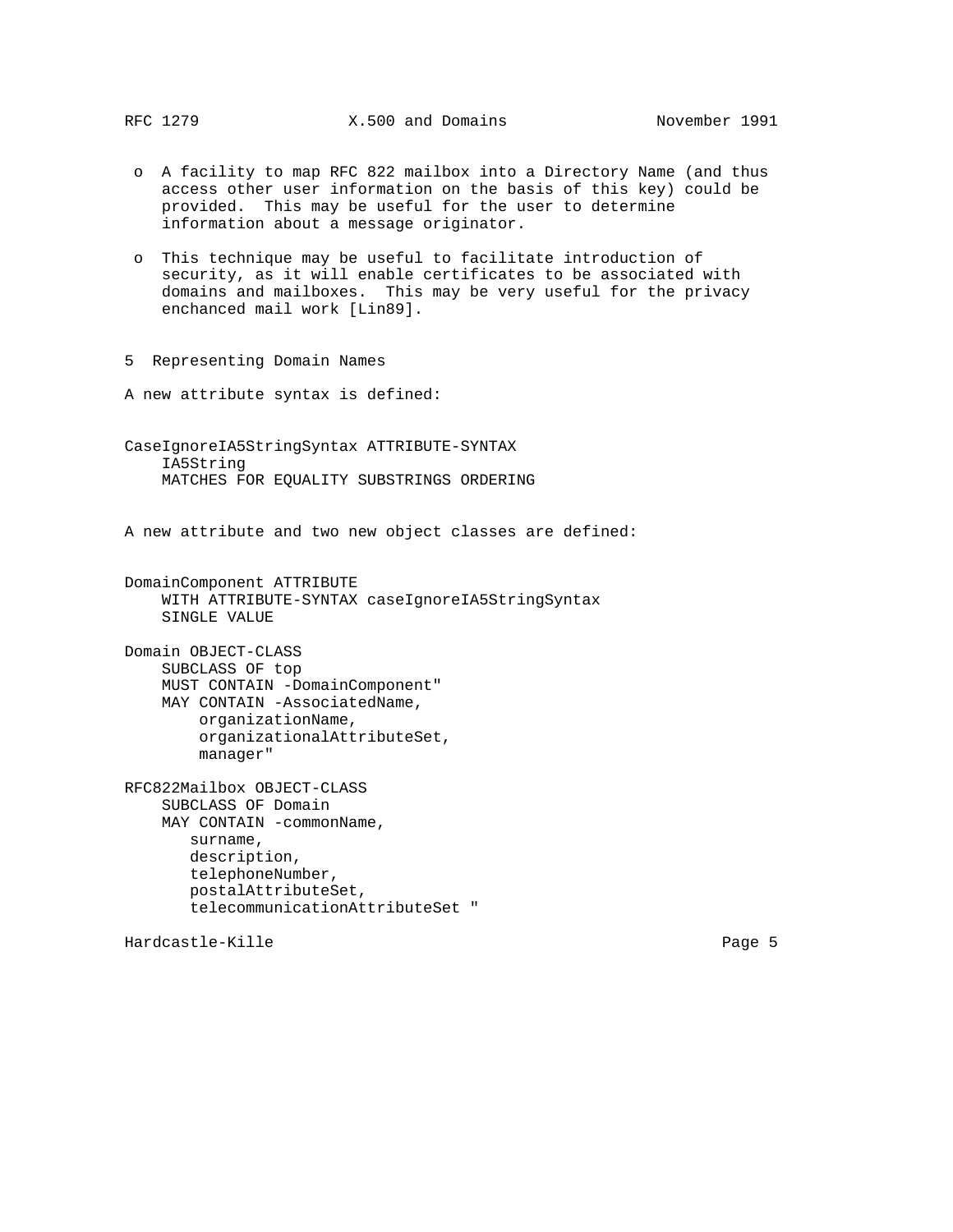- o A facility to map RFC 822 mailbox into a Directory Name (and thus access other user information on the basis of this key) could be provided. This may be useful for the user to determine information about a message originator.

- o This technique may be useful to facilitate introduction of security, as it will enable certificates to be associated with domains and mailboxes. This may be very useful for the privacy enchanced mail work [Lin89].

## 5 Representing Domain Names

A new attribute syntax is defined:

```
CaseIgnoreIA5StringSyntax ATTRIBUTE-SYNTAX
    IA5String
    MATCHES FOR EQUALITY SUBSTRINGS ORDERING
```

A new attribute and two new object classes are defined:

```
DomainComponent ATTRIBUTE
    WITH ATTRIBUTE-SYNTAX caseIgnoreIA5StringSyntax
    SINGLE VALUE

Domain OBJECT-CLASS
    SUBCLASS OF top
    MUST CONTAIN -DomainComponent"
    MAY CONTAIN -AssociatedName,
        organizationName,
        organizationalAttributeSet,
        manager"

RFC822Mailbox OBJECT-CLASS
    SUBCLASS OF Domain
    MAY CONTAIN -commonName,
       surname,
       description,
       telephoneNumber,
       postalAttributeSet,
       telecommunicationAttributeSet "
```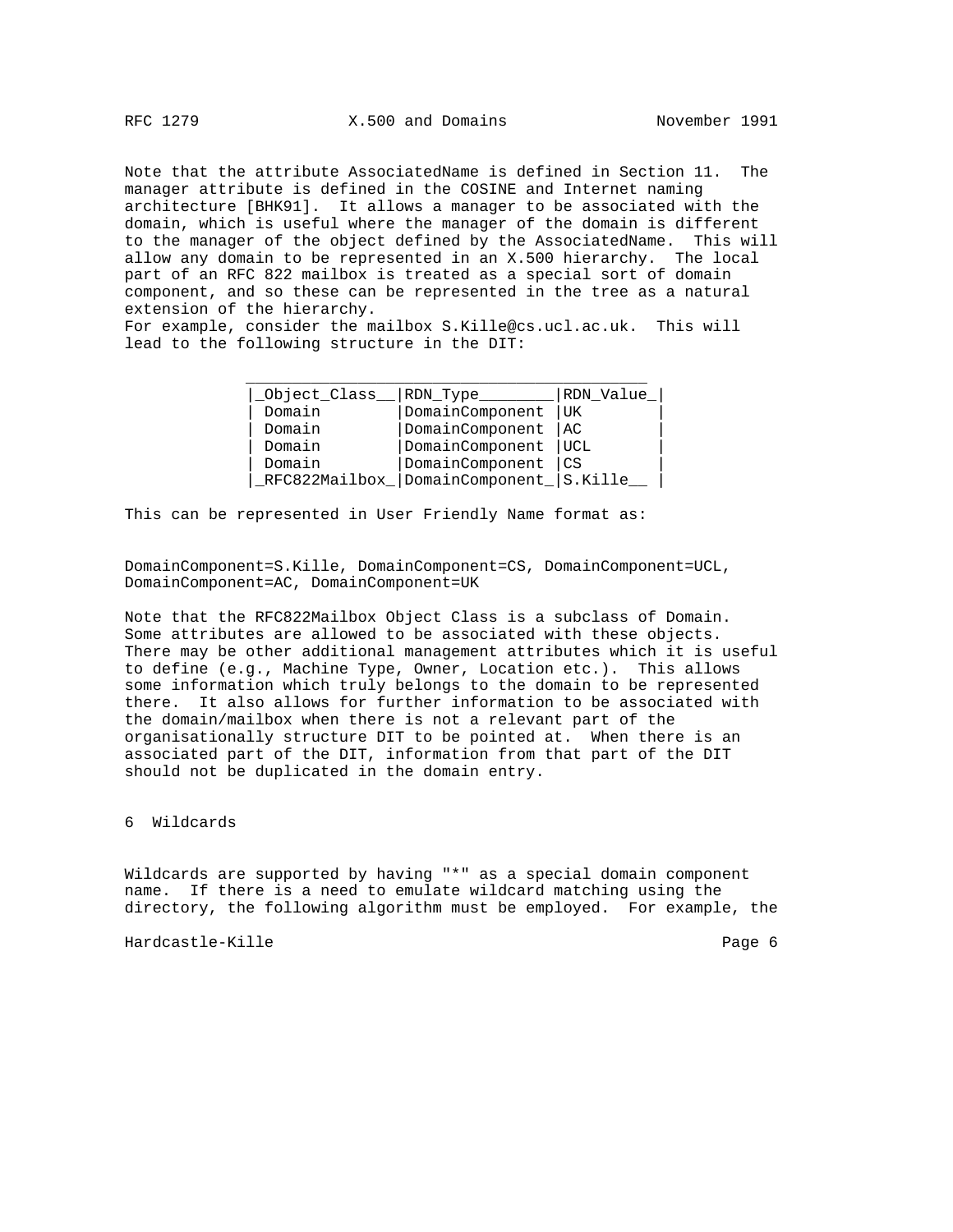Note that the attribute AssociatedName is defined in Section 11. The manager attribute is defined in the COSINE and Internet naming architecture [BHK91]. It allows a manager to be associated with the domain, which is useful where the manager of the domain is different to the manager of the object defined by the AssociatedName. This will allow any domain to be represented in an X.500 hierarchy. The local part of an RFC 822 mailbox is treated as a special sort of domain component, and so these can be represented in the tree as a natural extension of the hierarchy.
For example, consider the mailbox S.Kille@cs.ucl.ac.uk. This will lead to the following structure in the DIT:

| Object_Class | RDN_Type | RDN_Value |
|---|---|---|
| Domain | DomainComponent | UK |
| Domain | DomainComponent | AC |
| Domain | DomainComponent | UCL |
| Domain | DomainComponent | CS |
| RFC822Mailbox | DomainComponent | S.Kille |

This can be represented in User Friendly Name format as:

DomainComponent=S.Kille, DomainComponent=CS, DomainComponent=UCL, DomainComponent=AC, DomainComponent=UK

Note that the RFC822Mailbox Object Class is a subclass of Domain. Some attributes are allowed to be associated with these objects. There may be other additional management attributes which it is useful to define (e.g., Machine Type, Owner, Location etc.). This allows some information which truly belongs to the domain to be represented there. It also allows for further information to be associated with the domain/mailbox when there is not a relevant part of the organisationally structure DIT to be pointed at. When there is an associated part of the DIT, information from that part of the DIT should not be duplicated in the domain entry.

## 6 Wildcards

Wildcards are supported by having "*" as a special domain component name. If there is a need to emulate wildcard matching using the directory, the following algorithm must be employed. For example, the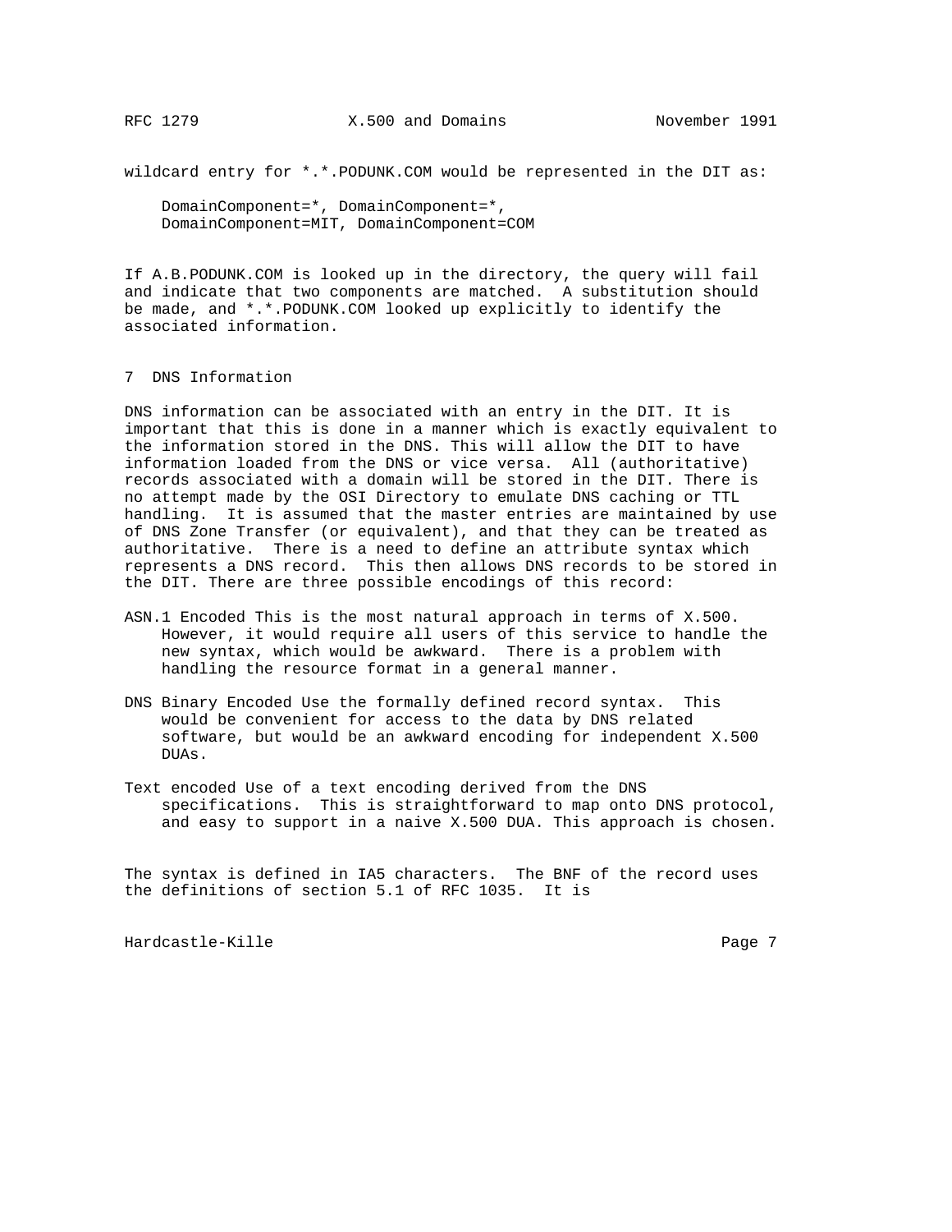wildcard entry for *.*.PODUNK.COM would be represented in the DIT as:

```
DomainComponent=*, DomainComponent=*,
DomainComponent=MIT, DomainComponent=COM
```

If A.B.PODUNK.COM is looked up in the directory, the query will fail and indicate that two components are matched. A substitution should be made, and *.*.PODUNK.COM looked up explicitly to identify the associated information.

## 7 DNS Information

DNS information can be associated with an entry in the DIT. It is important that this is done in a manner which is exactly equivalent to the information stored in the DNS. This will allow the DIT to have information loaded from the DNS or vice versa. All (authoritative) records associated with a domain will be stored in the DIT. There is no attempt made by the OSI Directory to emulate DNS caching or TTL handling. It is assumed that the master entries are maintained by use of DNS Zone Transfer (or equivalent), and that they can be treated as authoritative. There is a need to define an attribute syntax which represents a DNS record. This then allows DNS records to be stored in the DIT. There are three possible encodings of this record:

ASN.1 Encoded This is the most natural approach in terms of X.500. However, it would require all users of this service to handle the new syntax, which would be awkward. There is a problem with handling the resource format in a general manner.

DNS Binary Encoded Use the formally defined record syntax. This would be convenient for access to the data by DNS related software, but would be an awkward encoding for independent X.500 DUAs.

Text encoded Use of a text encoding derived from the DNS specifications. This is straightforward to map onto DNS protocol, and easy to support in a naive X.500 DUA. This approach is chosen.

The syntax is defined in IA5 characters. The BNF of the record uses the definitions of section 5.1 of RFC 1035. It is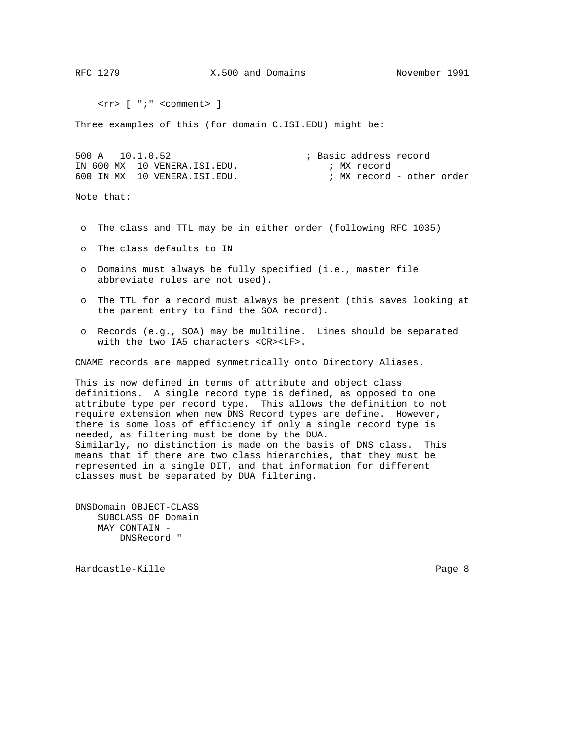```
    <rr> [ ";" <comment> ]
```

Three examples of this (for domain C.ISI.EDU) might be:

```
500 A   10.1.0.52                        ; Basic address record
IN 600 MX  10 VENERA.ISI.EDU.                ; MX record
600 IN MX  10 VENERA.ISI.EDU.                ; MX record - other order
```

Note that:

- o The class and TTL may be in either order (following RFC 1035)
- o The class defaults to IN
- o Domains must always be fully specified (i.e., master file abbreviate rules are not used).
- o The TTL for a record must always be present (this saves looking at the parent entry to find the SOA record).
- o Records (e.g., SOA) may be multiline. Lines should be separated with the two IA5 characters <CR><LF>.

CNAME records are mapped symmetrically onto Directory Aliases.

This is now defined in terms of attribute and object class definitions. A single record type is defined, as opposed to one attribute type per record type. This allows the definition to not require extension when new DNS Record types are define. However, there is some loss of efficiency if only a single record type is needed, as filtering must be done by the DUA.
Similarly, no distinction is made on the basis of DNS class. This means that if there are two class hierarchies, that they must be represented in a single DIT, and that information for different classes must be separated by DUA filtering.

```
DNSDomain OBJECT-CLASS
    SUBCLASS OF Domain
    MAY CONTAIN -
        DNSRecord "
```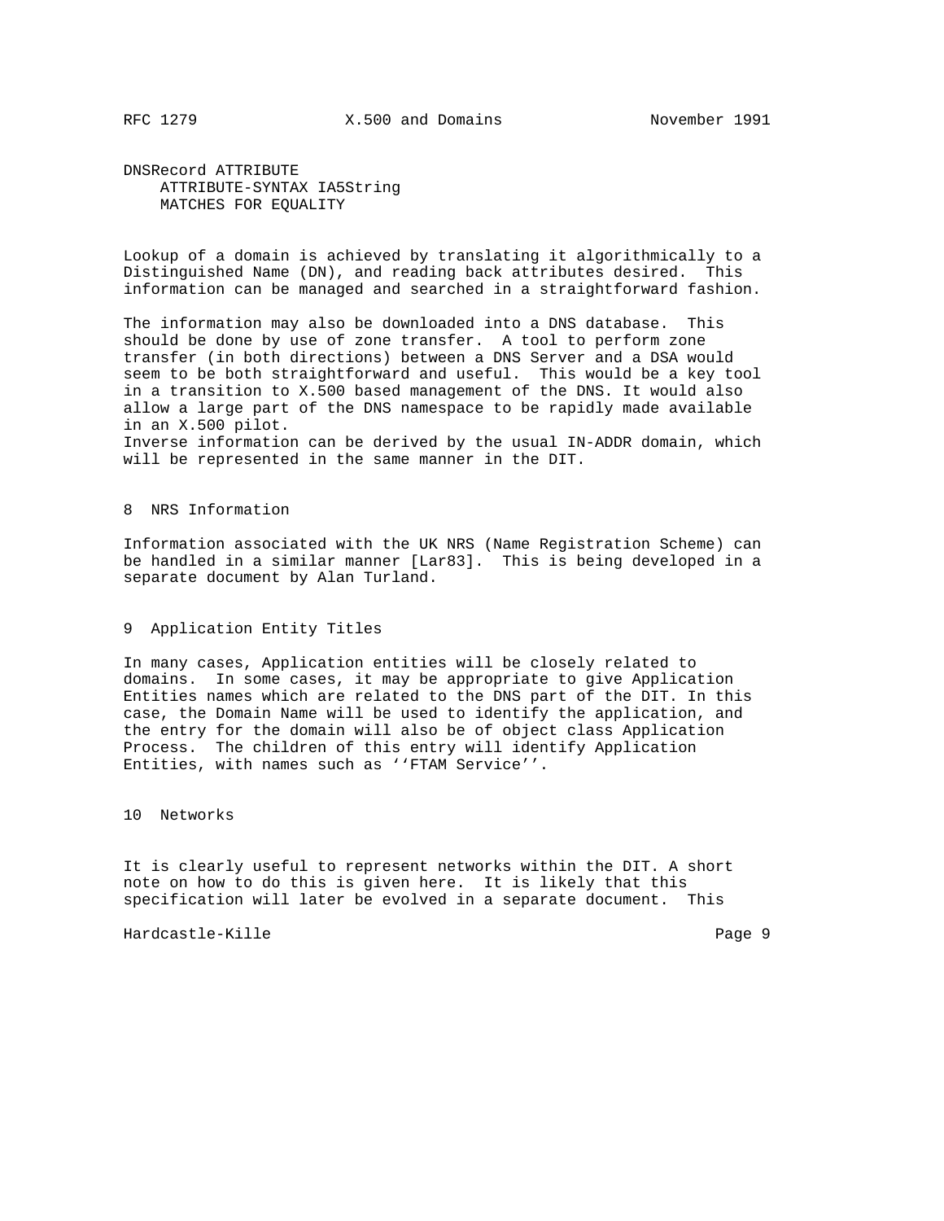```
DNSRecord ATTRIBUTE
    ATTRIBUTE-SYNTAX IA5String
    MATCHES FOR EQUALITY
```

Lookup of a domain is achieved by translating it algorithmically to a Distinguished Name (DN), and reading back attributes desired. This information can be managed and searched in a straightforward fashion.

The information may also be downloaded into a DNS database. This should be done by use of zone transfer. A tool to perform zone transfer (in both directions) between a DNS Server and a DSA would seem to be both straightforward and useful. This would be a key tool in a transition to X.500 based management of the DNS. It would also allow a large part of the DNS namespace to be rapidly made available in an X.500 pilot.
Inverse information can be derived by the usual IN-ADDR domain, which will be represented in the same manner in the DIT.

## 8 NRS Information

Information associated with the UK NRS (Name Registration Scheme) can be handled in a similar manner [Lar83]. This is being developed in a separate document by Alan Turland.

## 9 Application Entity Titles

In many cases, Application entities will be closely related to domains. In some cases, it may be appropriate to give Application Entities names which are related to the DNS part of the DIT. In this case, the Domain Name will be used to identify the application, and the entry for the domain will also be of object class Application Process. The children of this entry will identify Application Entities, with names such as ''FTAM Service''.

## 10 Networks

It is clearly useful to represent networks within the DIT. A short note on how to do this is given here. It is likely that this specification will later be evolved in a separate document. This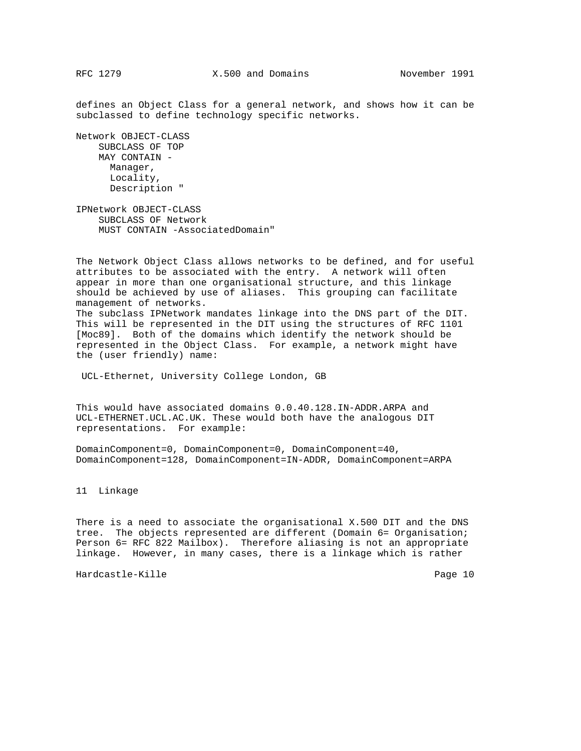defines an Object Class for a general network, and shows how it can be subclassed to define technology specific networks.

```
Network OBJECT-CLASS
    SUBCLASS OF TOP
    MAY CONTAIN -
      Manager,
      Locality,
      Description "

IPNetwork OBJECT-CLASS
    SUBCLASS OF Network
    MUST CONTAIN -AssociatedDomain"
```

The Network Object Class allows networks to be defined, and for useful attributes to be associated with the entry. A network will often appear in more than one organisational structure, and this linkage should be achieved by use of aliases. This grouping can facilitate management of networks.
The subclass IPNetwork mandates linkage into the DNS part of the DIT. This will be represented in the DIT using the structures of RFC 1101 [Moc89]. Both of the domains which identify the network should be represented in the Object Class. For example, a network might have the (user friendly) name:

UCL-Ethernet, University College London, GB

This would have associated domains 0.0.40.128.IN-ADDR.ARPA and UCL-ETHERNET.UCL.AC.UK. These would both have the analogous DIT representations. For example:

DomainComponent=0, DomainComponent=0, DomainComponent=40,
DomainComponent=128, DomainComponent=IN-ADDR, DomainComponent=ARPA

## 11 Linkage

There is a need to associate the organisational X.500 DIT and the DNS tree. The objects represented are different (Domain 6= Organisation; Person 6= RFC 822 Mailbox). Therefore aliasing is not an appropriate linkage. However, in many cases, there is a linkage which is rather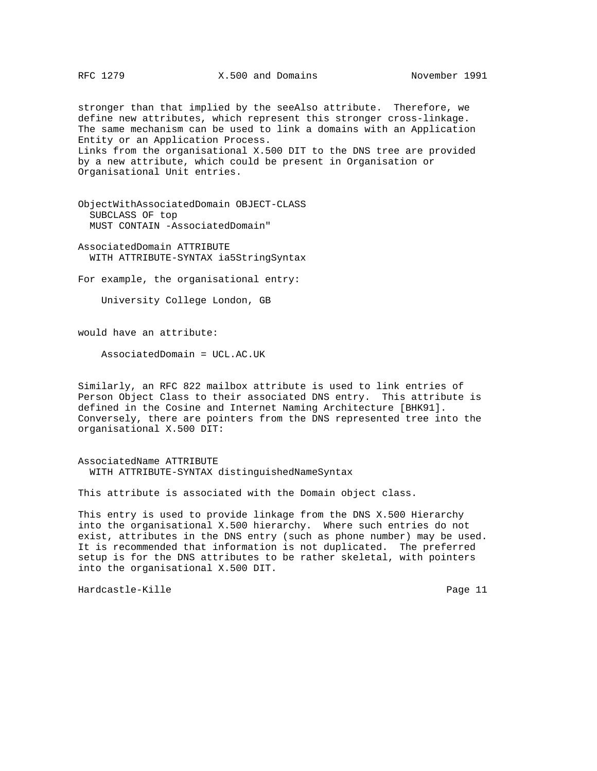stronger than that implied by the seeAlso attribute. Therefore, we define new attributes, which represent this stronger cross-linkage. The same mechanism can be used to link a domains with an Application Entity or an Application Process.
Links from the organisational X.500 DIT to the DNS tree are provided by a new attribute, which could be present in Organisation or Organisational Unit entries.

```
ObjectWithAssociatedDomain OBJECT-CLASS
  SUBCLASS OF top
  MUST CONTAIN -AssociatedDomain"

AssociatedDomain ATTRIBUTE
  WITH ATTRIBUTE-SYNTAX ia5StringSyntax
```

For example, the organisational entry:

```
    University College London, GB
```

would have an attribute:

```
    AssociatedDomain = UCL.AC.UK
```

Similarly, an RFC 822 mailbox attribute is used to link entries of Person Object Class to their associated DNS entry. This attribute is defined in the Cosine and Internet Naming Architecture [BHK91]. Conversely, there are pointers from the DNS represented tree into the organisational X.500 DIT:

```
AssociatedName ATTRIBUTE
  WITH ATTRIBUTE-SYNTAX distinguishedNameSyntax
```

This attribute is associated with the Domain object class.

This entry is used to provide linkage from the DNS X.500 Hierarchy into the organisational X.500 hierarchy. Where such entries do not exist, attributes in the DNS entry (such as phone number) may be used. It is recommended that information is not duplicated. The preferred setup is for the DNS attributes to be rather skeletal, with pointers into the organisational X.500 DIT.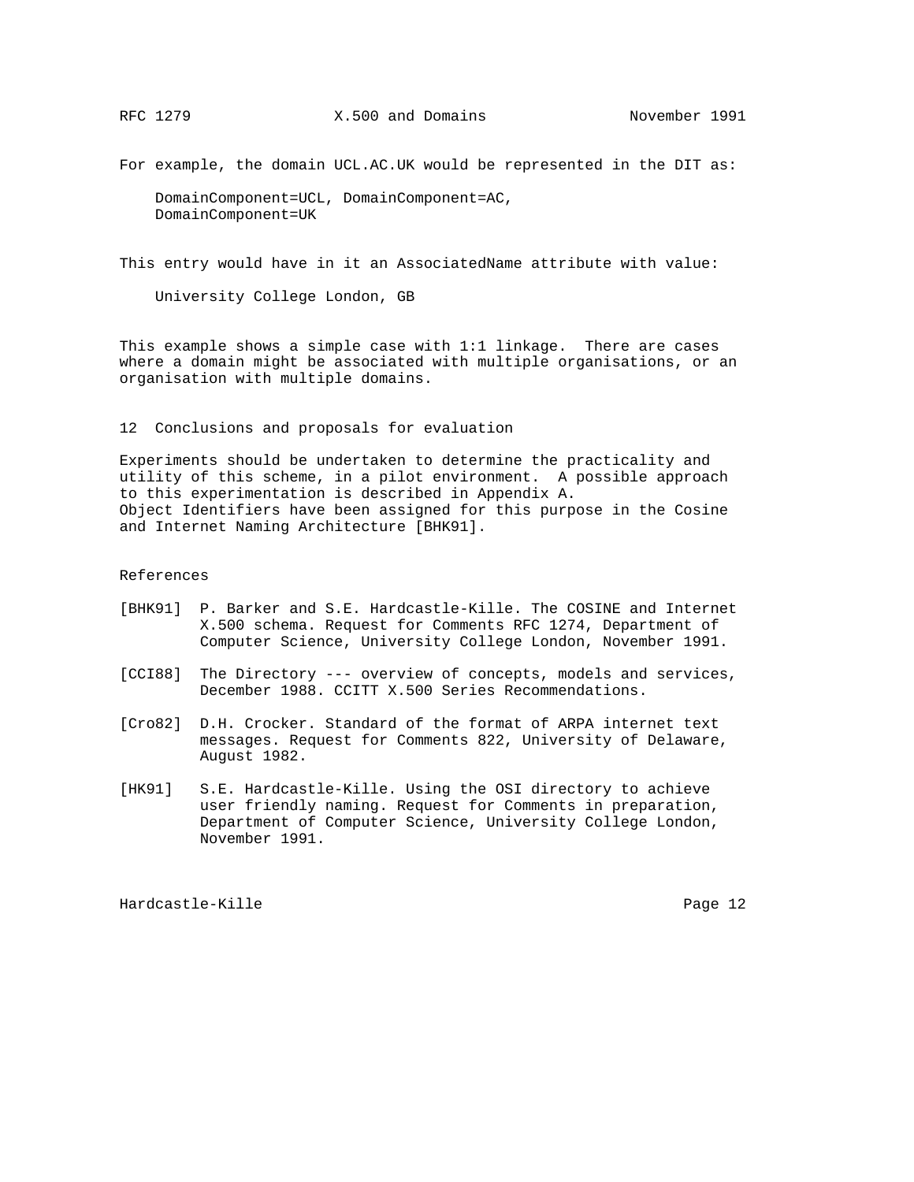For example, the domain UCL.AC.UK would be represented in the DIT as:

```
DomainComponent=UCL, DomainComponent=AC,
DomainComponent=UK
```

This entry would have in it an AssociatedName attribute with value:

```
University College London, GB
```

This example shows a simple case with 1:1 linkage. There are cases where a domain might be associated with multiple organisations, or an organisation with multiple domains.

## 12 Conclusions and proposals for evaluation

Experiments should be undertaken to determine the practicality and utility of this scheme, in a pilot environment. A possible approach to this experimentation is described in Appendix A.
Object Identifiers have been assigned for this purpose in the Cosine and Internet Naming Architecture [BHK91].

## References

[BHK91] P. Barker and S.E. Hardcastle-Kille. The COSINE and Internet X.500 schema. Request for Comments RFC 1274, Department of Computer Science, University College London, November 1991.

[CCI88] The Directory --- overview of concepts, models and services, December 1988. CCITT X.500 Series Recommendations.

[Cro82] D.H. Crocker. Standard of the format of ARPA internet text messages. Request for Comments 822, University of Delaware, August 1982.

[HK91] S.E. Hardcastle-Kille. Using the OSI directory to achieve user friendly naming. Request for Comments in preparation, Department of Computer Science, University College London, November 1991.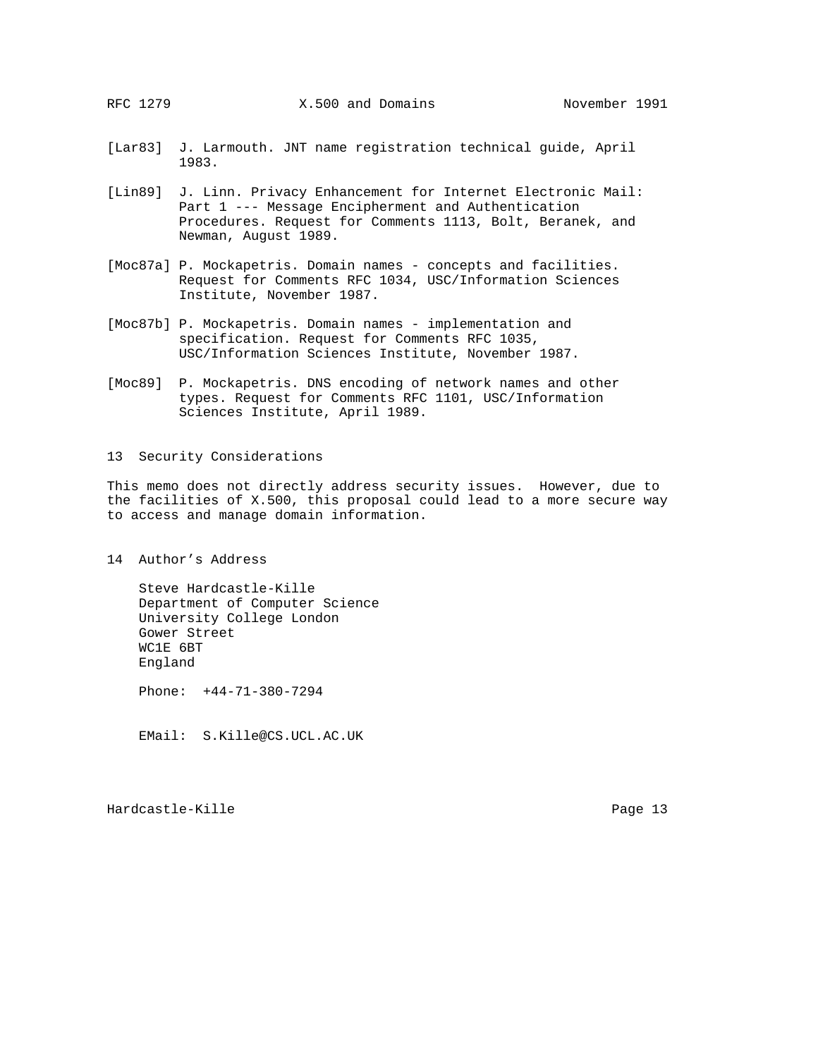[Lar83] J. Larmouth. JNT name registration technical guide, April 1983.

[Lin89] J. Linn. Privacy Enhancement for Internet Electronic Mail: Part 1 --- Message Encipherment and Authentication Procedures. Request for Comments 1113, Bolt, Beranek, and Newman, August 1989.

[Moc87a] P. Mockapetris. Domain names - concepts and facilities. Request for Comments RFC 1034, USC/Information Sciences Institute, November 1987.

[Moc87b] P. Mockapetris. Domain names - implementation and specification. Request for Comments RFC 1035, USC/Information Sciences Institute, November 1987.

[Moc89] P. Mockapetris. DNS encoding of network names and other types. Request for Comments RFC 1101, USC/Information Sciences Institute, April 1989.

## 13 Security Considerations

This memo does not directly address security issues. However, due to the facilities of X.500, this proposal could lead to a more secure way to access and manage domain information.

## 14 Author's Address

Steve Hardcastle-Kille
Department of Computer Science
University College London
Gower Street
WC1E 6BT
England

Phone: +44-71-380-7294

EMail: S.Kille@CS.UCL.AC.UK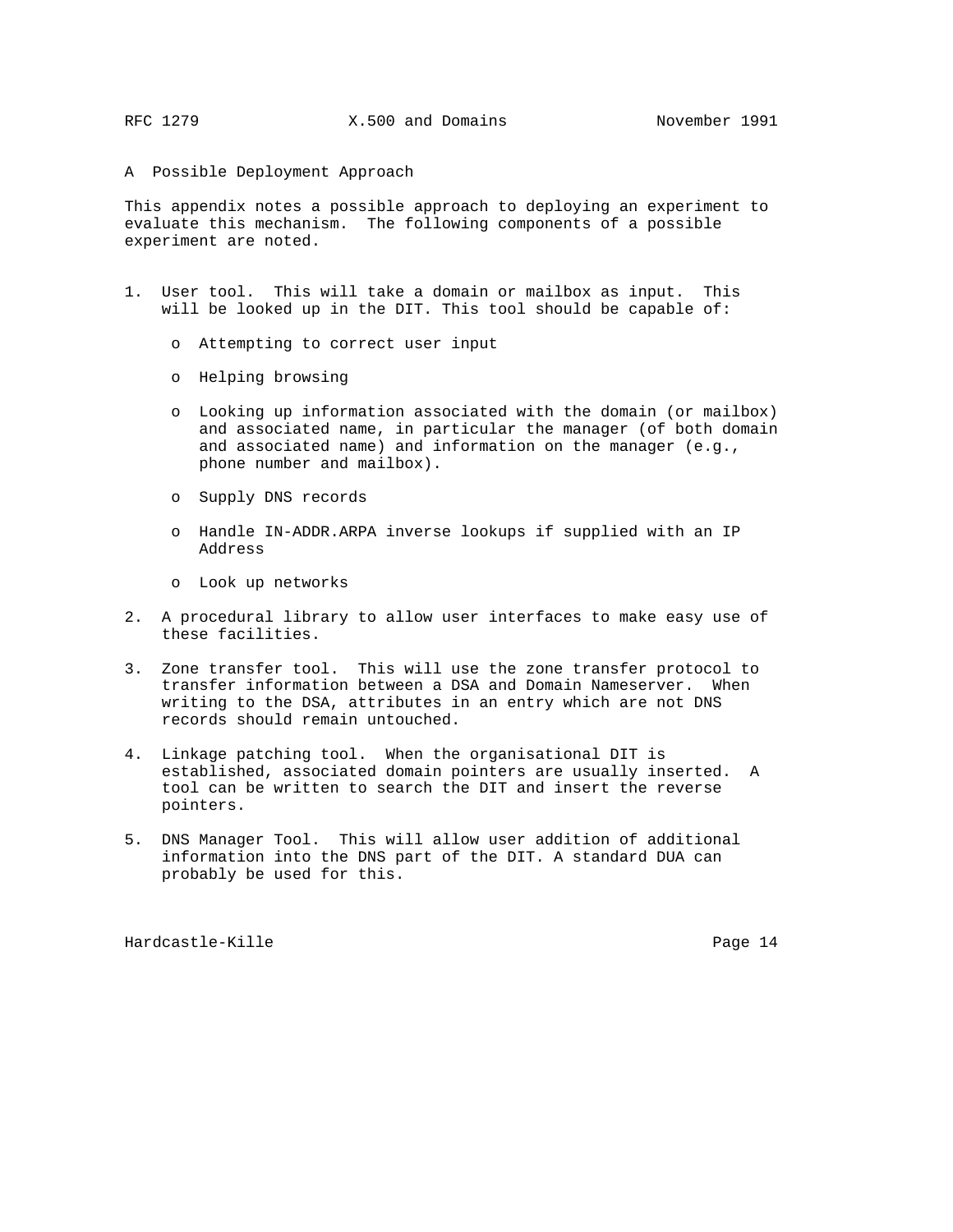# A Possible Deployment Approach

This appendix notes a possible approach to deploying an experiment to evaluate this mechanism. The following components of a possible experiment are noted.

1. User tool. This will take a domain or mailbox as input. This will be looked up in the DIT. This tool should be capable of:

   - Attempting to correct user input
   - Helping browsing
   - Looking up information associated with the domain (or mailbox) and associated name, in particular the manager (of both domain and associated name) and information on the manager (e.g., phone number and mailbox).
   - Supply DNS records
   - Handle IN-ADDR.ARPA inverse lookups if supplied with an IP Address
   - Look up networks

2. A procedural library to allow user interfaces to make easy use of these facilities.

3. Zone transfer tool. This will use the zone transfer protocol to transfer information between a DSA and Domain Nameserver. When writing to the DSA, attributes in an entry which are not DNS records should remain untouched.

4. Linkage patching tool. When the organisational DIT is established, associated domain pointers are usually inserted. A tool can be written to search the DIT and insert the reverse pointers.

5. DNS Manager Tool. This will allow user addition of additional information into the DNS part of the DIT. A standard DUA can probably be used for this.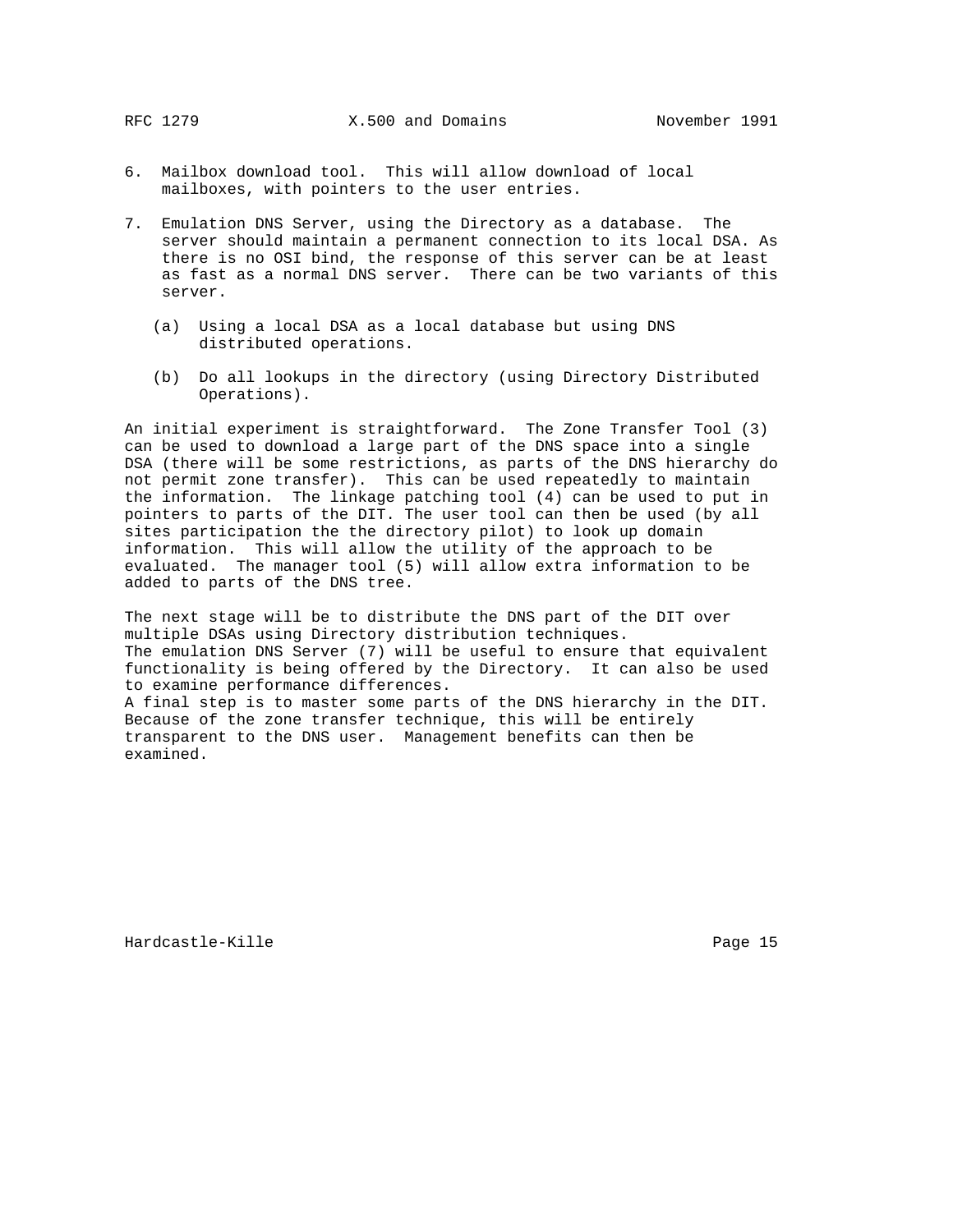6. Mailbox download tool. This will allow download of local mailboxes, with pointers to the user entries.

7. Emulation DNS Server, using the Directory as a database. The server should maintain a permanent connection to its local DSA. As there is no OSI bind, the response of this server can be at least as fast as a normal DNS server. There can be two variants of this server.

   (a) Using a local DSA as a local database but using DNS distributed operations.

   (b) Do all lookups in the directory (using Directory Distributed Operations).

An initial experiment is straightforward. The Zone Transfer Tool (3) can be used to download a large part of the DNS space into a single DSA (there will be some restrictions, as parts of the DNS hierarchy do not permit zone transfer). This can be used repeatedly to maintain the information. The linkage patching tool (4) can be used to put in pointers to parts of the DIT. The user tool can then be used (by all sites participation the the directory pilot) to look up domain information. This will allow the utility of the approach to be evaluated. The manager tool (5) will allow extra information to be added to parts of the DNS tree.

The next stage will be to distribute the DNS part of the DIT over multiple DSAs using Directory distribution techniques.
The emulation DNS Server (7) will be useful to ensure that equivalent functionality is being offered by the Directory. It can also be used to examine performance differences.
A final step is to master some parts of the DNS hierarchy in the DIT. Because of the zone transfer technique, this will be entirely transparent to the DNS user. Management benefits can then be examined.